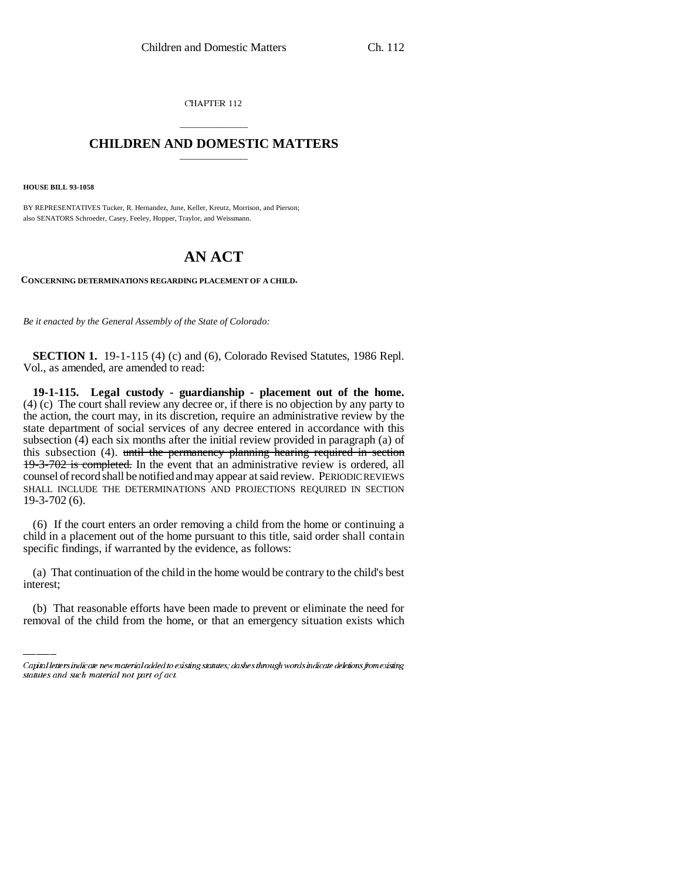CHAPTER 112

# CHILDREN AND DOMESTIC MATTERS

**HOUSE BILL 93-1058**

BY REPRESENTATIVES Tucker, R. Hernandez, June, Keller, Kreutz, Morrison, and Pierson;
also SENATORS Schroeder, Casey, Feeley, Hopper, Traylor, and Weissmann.

# AN ACT

**CONCERNING DETERMINATIONS REGARDING PLACEMENT OF A CHILD.**

*Be it enacted by the General Assembly of the State of Colorado:*

**SECTION 1.** 19-1-115 (4) (c) and (6), Colorado Revised Statutes, 1986 Repl. Vol., as amended, are amended to read:

**19-1-115. Legal custody - guardianship - placement out of the home.** (4) (c) The court shall review any decree or, if there is no objection by any party to the action, the court may, in its discretion, require an administrative review by the state department of social services of any decree entered in accordance with this subsection (4) each six months after the initial review provided in paragraph (a) of this subsection (4). ~~until the permanency planning hearing required in section 19-3-702 is completed.~~ In the event that an administrative review is ordered, all counsel of record shall be notified and may appear at said review. PERIODIC REVIEWS SHALL INCLUDE THE DETERMINATIONS AND PROJECTIONS REQUIRED IN SECTION 19-3-702 (6).

(6) If the court enters an order removing a child from the home or continuing a child in a placement out of the home pursuant to this title, said order shall contain specific findings, if warranted by the evidence, as follows:

(a) That continuation of the child in the home would be contrary to the child's best interest;

(b) That reasonable efforts have been made to prevent or eliminate the need for removal of the child from the home, or that an emergency situation exists which

Capital letters indicate new material added to existing statutes; dashes through words indicate deletions from existing statutes and such material not part of act.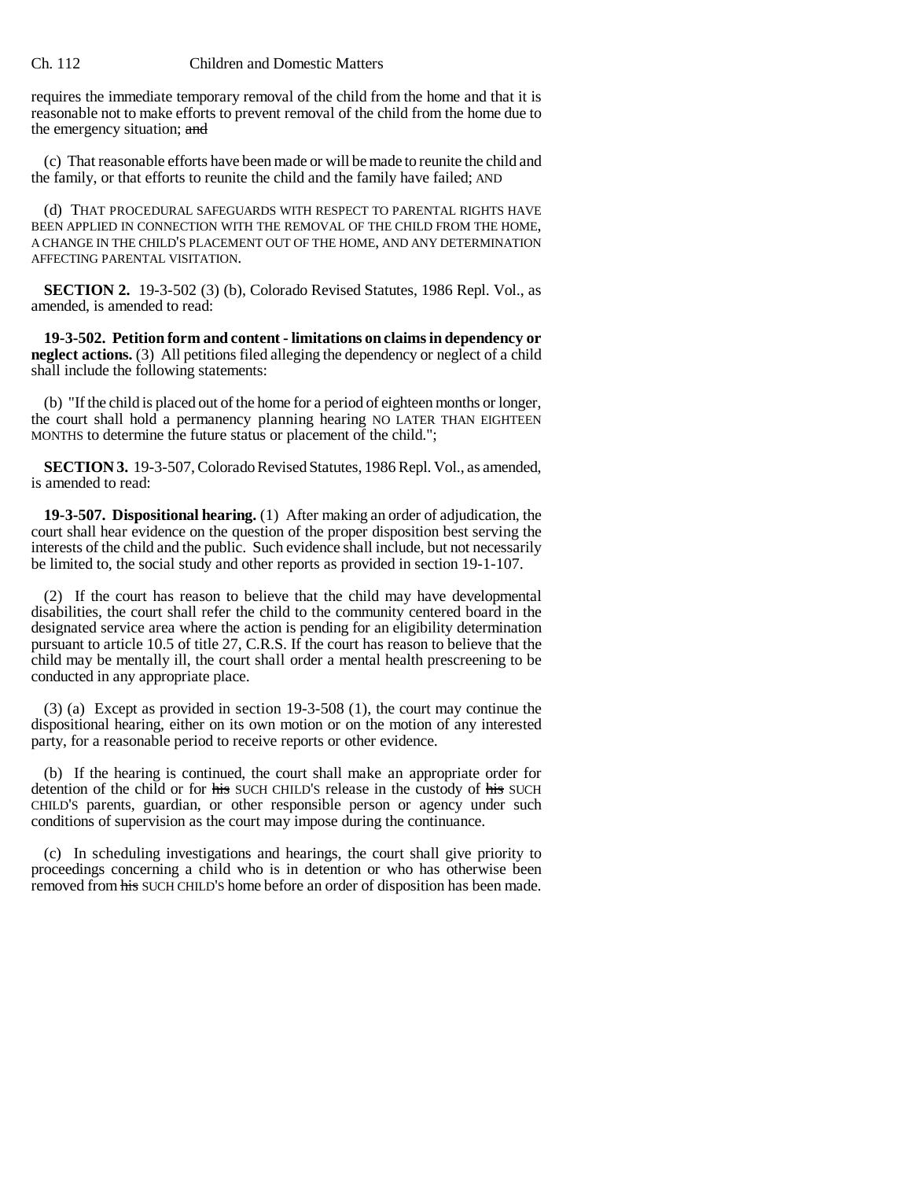requires the immediate temporary removal of the child from the home and that it is reasonable not to make efforts to prevent removal of the child from the home due to the emergency situation; ~~and~~

(c) That reasonable efforts have been made or will be made to reunite the child and the family, or that efforts to reunite the child and the family have failed; AND

(d) THAT PROCEDURAL SAFEGUARDS WITH RESPECT TO PARENTAL RIGHTS HAVE BEEN APPLIED IN CONNECTION WITH THE REMOVAL OF THE CHILD FROM THE HOME, A CHANGE IN THE CHILD'S PLACEMENT OUT OF THE HOME, AND ANY DETERMINATION AFFECTING PARENTAL VISITATION.

**SECTION 2.** 19-3-502 (3) (b), Colorado Revised Statutes, 1986 Repl. Vol., as amended, is amended to read:

**19-3-502. Petition form and content - limitations on claims in dependency or neglect actions.** (3) All petitions filed alleging the dependency or neglect of a child shall include the following statements:

(b) "If the child is placed out of the home for a period of eighteen months or longer, the court shall hold a permanency planning hearing NO LATER THAN EIGHTEEN MONTHS to determine the future status or placement of the child.";

**SECTION 3.** 19-3-507, Colorado Revised Statutes, 1986 Repl. Vol., as amended, is amended to read:

**19-3-507. Dispositional hearing.** (1) After making an order of adjudication, the court shall hear evidence on the question of the proper disposition best serving the interests of the child and the public. Such evidence shall include, but not necessarily be limited to, the social study and other reports as provided in section 19-1-107.

(2) If the court has reason to believe that the child may have developmental disabilities, the court shall refer the child to the community centered board in the designated service area where the action is pending for an eligibility determination pursuant to article 10.5 of title 27, C.R.S. If the court has reason to believe that the child may be mentally ill, the court shall order a mental health prescreening to be conducted in any appropriate place.

(3) (a) Except as provided in section 19-3-508 (1), the court may continue the dispositional hearing, either on its own motion or on the motion of any interested party, for a reasonable period to receive reports or other evidence.

(b) If the hearing is continued, the court shall make an appropriate order for detention of the child or for ~~his~~ SUCH CHILD'S release in the custody of ~~his~~ SUCH CHILD'S parents, guardian, or other responsible person or agency under such conditions of supervision as the court may impose during the continuance.

(c) In scheduling investigations and hearings, the court shall give priority to proceedings concerning a child who is in detention or who has otherwise been removed from ~~his~~ SUCH CHILD'S home before an order of disposition has been made.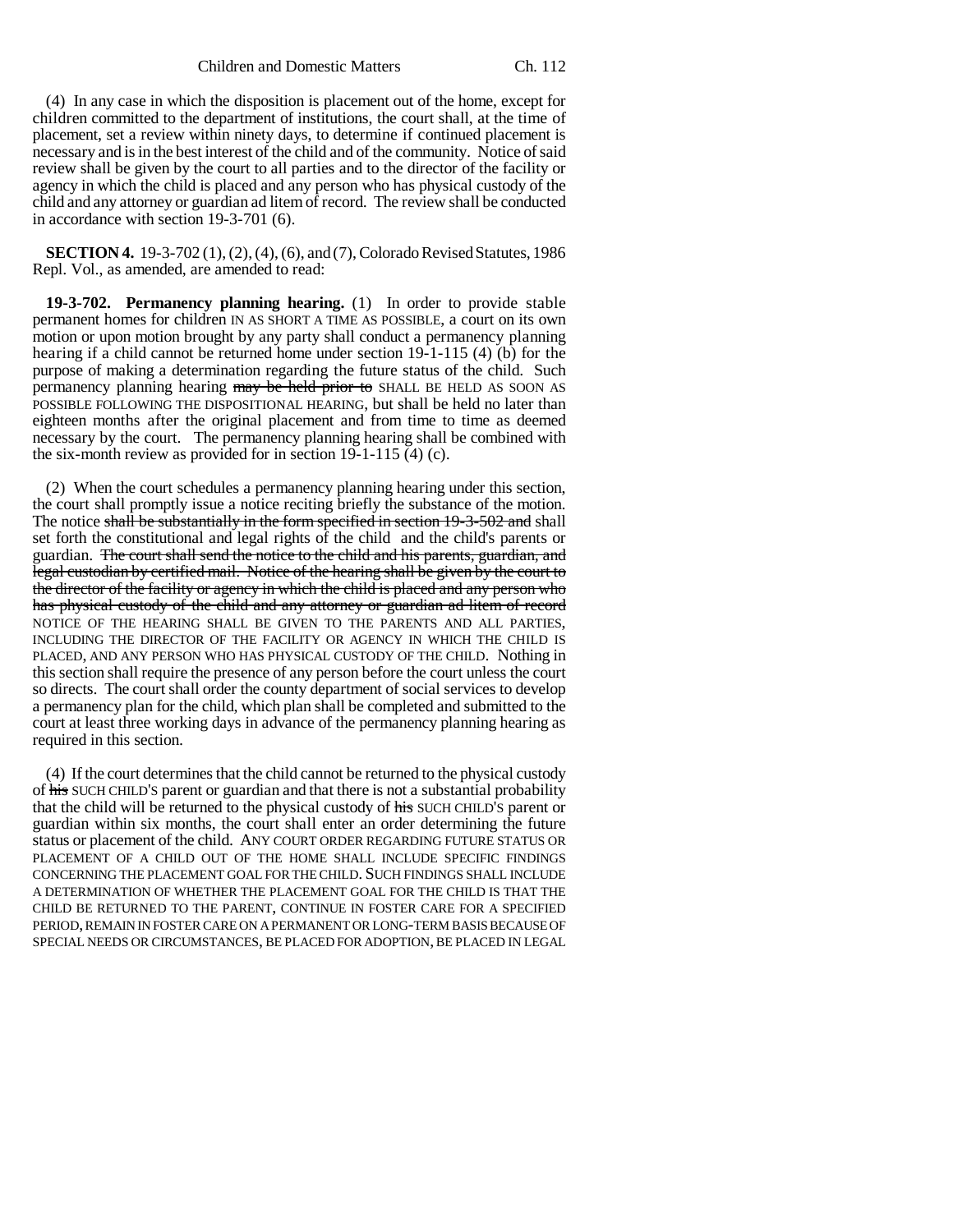(4) In any case in which the disposition is placement out of the home, except for children committed to the department of institutions, the court shall, at the time of placement, set a review within ninety days, to determine if continued placement is necessary and is in the best interest of the child and of the community. Notice of said review shall be given by the court to all parties and to the director of the facility or agency in which the child is placed and any person who has physical custody of the child and any attorney or guardian ad litem of record. The review shall be conducted in accordance with section 19-3-701 (6).

**SECTION 4.** 19-3-702 (1), (2), (4), (6), and (7), Colorado Revised Statutes, 1986 Repl. Vol., as amended, are amended to read:

**19-3-702. Permanency planning hearing.** (1) In order to provide stable permanent homes for children IN AS SHORT A TIME AS POSSIBLE, a court on its own motion or upon motion brought by any party shall conduct a permanency planning hearing if a child cannot be returned home under section 19-1-115 (4) (b) for the purpose of making a determination regarding the future status of the child. Such permanency planning hearing ~~may be held prior to~~ SHALL BE HELD AS SOON AS POSSIBLE FOLLOWING THE DISPOSITIONAL HEARING, but shall be held no later than eighteen months after the original placement and from time to time as deemed necessary by the court. The permanency planning hearing shall be combined with the six-month review as provided for in section 19-1-115 (4) (c).

(2) When the court schedules a permanency planning hearing under this section, the court shall promptly issue a notice reciting briefly the substance of the motion. The notice ~~shall be substantially in the form specified in section 19-3-502 and~~ shall set forth the constitutional and legal rights of the child and the child's parents or guardian. ~~The court shall send the notice to the child and his parents, guardian, and legal custodian by certified mail. Notice of the hearing shall be given by the court to the director of the facility or agency in which the child is placed and any person who has physical custody of the child and any attorney or guardian ad litem of record~~ NOTICE OF THE HEARING SHALL BE GIVEN TO THE PARENTS AND ALL PARTIES, INCLUDING THE DIRECTOR OF THE FACILITY OR AGENCY IN WHICH THE CHILD IS PLACED, AND ANY PERSON WHO HAS PHYSICAL CUSTODY OF THE CHILD. Nothing in this section shall require the presence of any person before the court unless the court so directs. The court shall order the county department of social services to develop a permanency plan for the child, which plan shall be completed and submitted to the court at least three working days in advance of the permanency planning hearing as required in this section.

(4) If the court determines that the child cannot be returned to the physical custody of ~~his~~ SUCH CHILD'S parent or guardian and that there is not a substantial probability that the child will be returned to the physical custody of ~~his~~ SUCH CHILD'S parent or guardian within six months, the court shall enter an order determining the future status or placement of the child. ANY COURT ORDER REGARDING FUTURE STATUS OR PLACEMENT OF A CHILD OUT OF THE HOME SHALL INCLUDE SPECIFIC FINDINGS CONCERNING THE PLACEMENT GOAL FOR THE CHILD. SUCH FINDINGS SHALL INCLUDE A DETERMINATION OF WHETHER THE PLACEMENT GOAL FOR THE CHILD IS THAT THE CHILD BE RETURNED TO THE PARENT, CONTINUE IN FOSTER CARE FOR A SPECIFIED PERIOD, REMAIN IN FOSTER CARE ON A PERMANENT OR LONG-TERM BASIS BECAUSE OF SPECIAL NEEDS OR CIRCUMSTANCES, BE PLACED FOR ADOPTION, BE PLACED IN LEGAL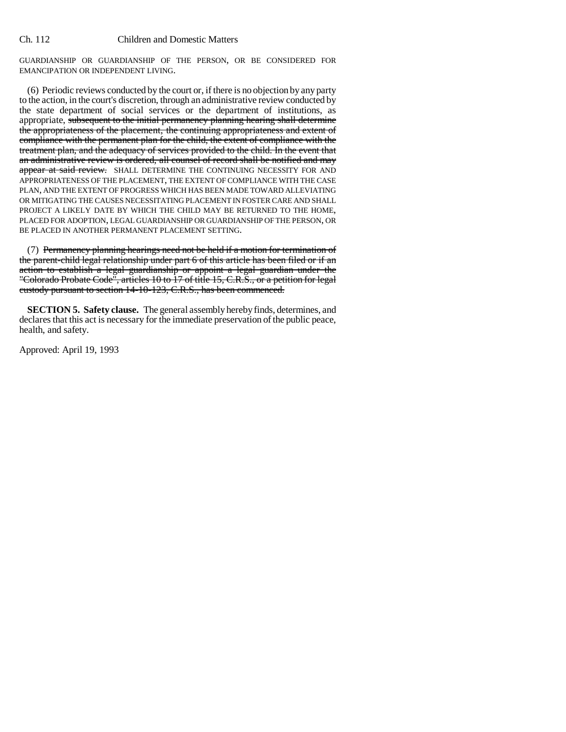GUARDIANSHIP OR GUARDIANSHIP OF THE PERSON, OR BE CONSIDERED FOR EMANCIPATION OR INDEPENDENT LIVING.

(6) Periodic reviews conducted by the court or, if there is no objection by any party to the action, in the court's discretion, through an administrative review conducted by the state department of social services or the department of institutions, as appropriate, ~~subsequent to the initial permanency planning hearing shall determine the appropriateness of the placement, the continuing appropriateness and extent of compliance with the permanent plan for the child, the extent of compliance with the treatment plan, and the adequacy of services provided to the child. In the event that an administrative review is ordered, all counsel of record shall be notified and may appear at said review.~~ SHALL DETERMINE THE CONTINUING NECESSITY FOR AND APPROPRIATENESS OF THE PLACEMENT, THE EXTENT OF COMPLIANCE WITH THE CASE PLAN, AND THE EXTENT OF PROGRESS WHICH HAS BEEN MADE TOWARD ALLEVIATING OR MITIGATING THE CAUSES NECESSITATING PLACEMENT IN FOSTER CARE AND SHALL PROJECT A LIKELY DATE BY WHICH THE CHILD MAY BE RETURNED TO THE HOME, PLACED FOR ADOPTION, LEGAL GUARDIANSHIP OR GUARDIANSHIP OF THE PERSON, OR BE PLACED IN ANOTHER PERMANENT PLACEMENT SETTING.

(7) ~~Permanency planning hearings need not be held if a motion for termination of the parent-child legal relationship under part 6 of this article has been filed or if an action to establish a legal guardianship or appoint a legal guardian under the "Colorado Probate Code", articles 10 to 17 of title 15, C.R.S., or a petition for legal custody pursuant to section 14-10-123, C.R.S., has been commenced.~~

**SECTION 5. Safety clause.** The general assembly hereby finds, determines, and declares that this act is necessary for the immediate preservation of the public peace, health, and safety.

Approved: April 19, 1993